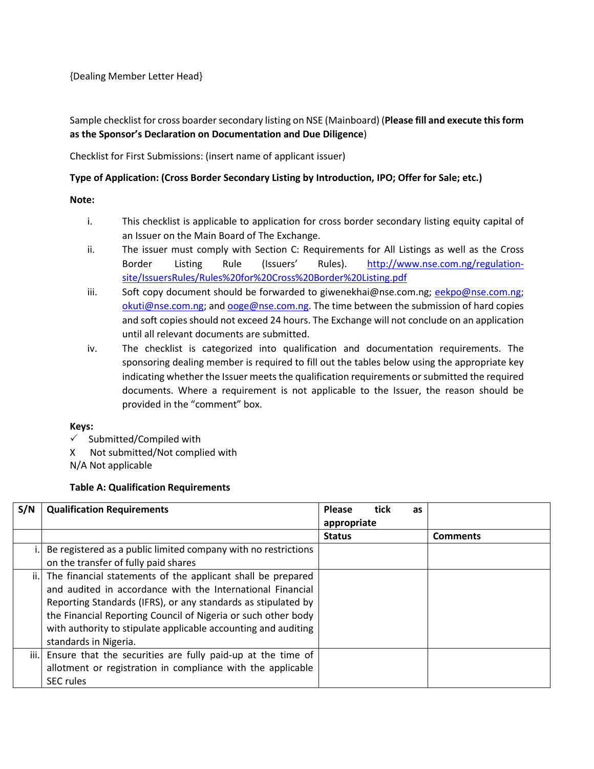{Dealing Member Letter Head}

Sample checklist for cross boarder secondary listing on NSE (Mainboard) (**Please fill and execute this form as the Sponsor's Declaration on Documentation and Due Diligence**)

Checklist for First Submissions: (insert name of applicant issuer)

**Type of Application: (Cross Border Secondary Listing by Introduction, IPO; Offer for Sale; etc.)**

**Note:**

i. This checklist is applicable to application for cross border secondary listing equity capital of an Issuer on the Main Board of The Exchange.

ii. The issuer must comply with Section C: Requirements for All Listings as well as the Cross Border Listing Rule (Issuers' Rules). [http://www.nse.com.ng/regulation-site/IssuersRules/Rules%20for%20Cross%20Border%20Listing.pdf](http://www.nse.com.ng/regulation-site/IssuersRules/Rules%20for%20Cross%20Border%20Listing.pdf)

iii. Soft copy document should be forwarded to giwenekhai@nse.com.ng; eekpo@nse.com.ng; okuti@nse.com.ng; and ooge@nse.com.ng. The time between the submission of hard copies and soft copies should not exceed 24 hours. The Exchange will not conclude on an application until all relevant documents are submitted.

iv. The checklist is categorized into qualification and documentation requirements. The sponsoring dealing member is required to fill out the tables below using the appropriate key indicating whether the Issuer meets the qualification requirements or submitted the required documents. Where a requirement is not applicable to the Issuer, the reason should be provided in the "comment" box.

**Keys:**

✓ Submitted/Compiled with

X Not submitted/Not complied with

N/A Not applicable

**Table A: Qualification Requirements**

| S/N | Qualification Requirements | Please tick as appropriate | |
|---|---|---|---|
| | | **Status** | **Comments** |
| i. | Be registered as a public limited company with no restrictions on the transfer of fully paid shares | | |
| ii. | The financial statements of the applicant shall be prepared and audited in accordance with the International Financial Reporting Standards (IFRS), or any standards as stipulated by the Financial Reporting Council of Nigeria or such other body with authority to stipulate applicable accounting and auditing standards in Nigeria. | | |
| iii. | Ensure that the securities are fully paid-up at the time of allotment or registration in compliance with the applicable SEC rules | | |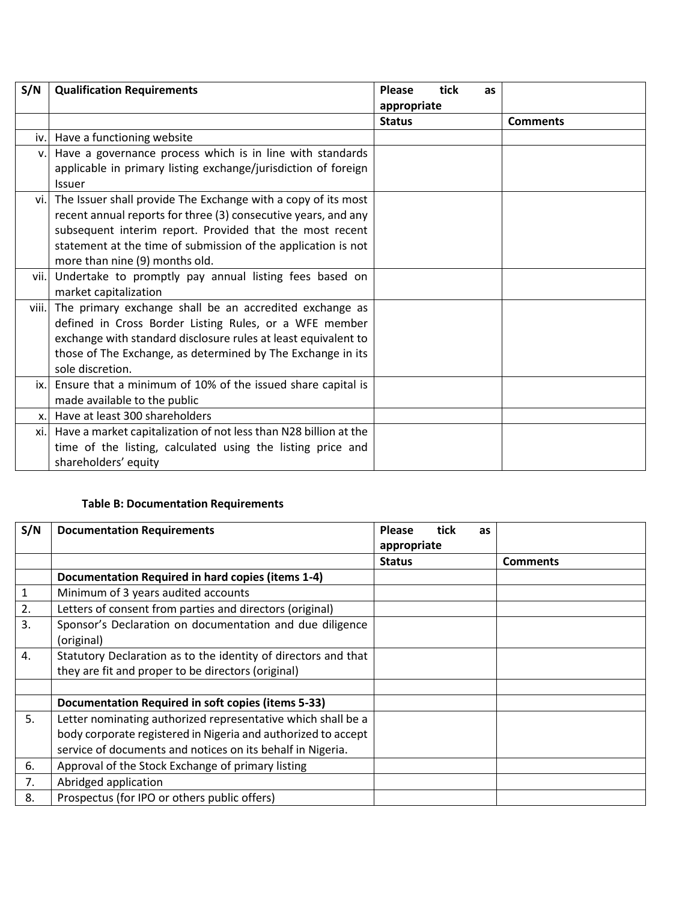| S/N | Qualification Requirements | Please tick as appropriate | |
|---|---|---|---|
| | | Status | Comments |
| iv. | Have a functioning website | | |
| v. | Have a governance process which is in line with standards applicable in primary listing exchange/jurisdiction of foreign Issuer | | |
| vi. | The Issuer shall provide The Exchange with a copy of its most recent annual reports for three (3) consecutive years, and any subsequent interim report. Provided that the most recent statement at the time of submission of the application is not more than nine (9) months old. | | |
| vii. | Undertake to promptly pay annual listing fees based on market capitalization | | |
| viii. | The primary exchange shall be an accredited exchange as defined in Cross Border Listing Rules, or a WFE member exchange with standard disclosure rules at least equivalent to those of The Exchange, as determined by The Exchange in its sole discretion. | | |
| ix. | Ensure that a minimum of 10% of the issued share capital is made available to the public | | |
| x. | Have at least 300 shareholders | | |
| xi. | Have a market capitalization of not less than N28 billion at the time of the listing, calculated using the listing price and shareholders' equity | | |

**Table B: Documentation Requirements**

| S/N | Documentation Requirements | Please tick as appropriate | |
|---|---|---|---|
| | | Status | Comments |
| | **Documentation Required in hard copies (items 1-4)** | | |
| 1 | Minimum of 3 years audited accounts | | |
| 2. | Letters of consent from parties and directors (original) | | |
| 3. | Sponsor's Declaration on documentation and due diligence (original) | | |
| 4. | Statutory Declaration as to the identity of directors and that they are fit and proper to be directors (original) | | |
| | | | |
| | **Documentation Required in soft copies (items 5-33)** | | |
| 5. | Letter nominating authorized representative which shall be a body corporate registered in Nigeria and authorized to accept service of documents and notices on its behalf in Nigeria. | | |
| 6. | Approval of the Stock Exchange of primary listing | | |
| 7. | Abridged application | | |
| 8. | Prospectus (for IPO or others public offers) | | |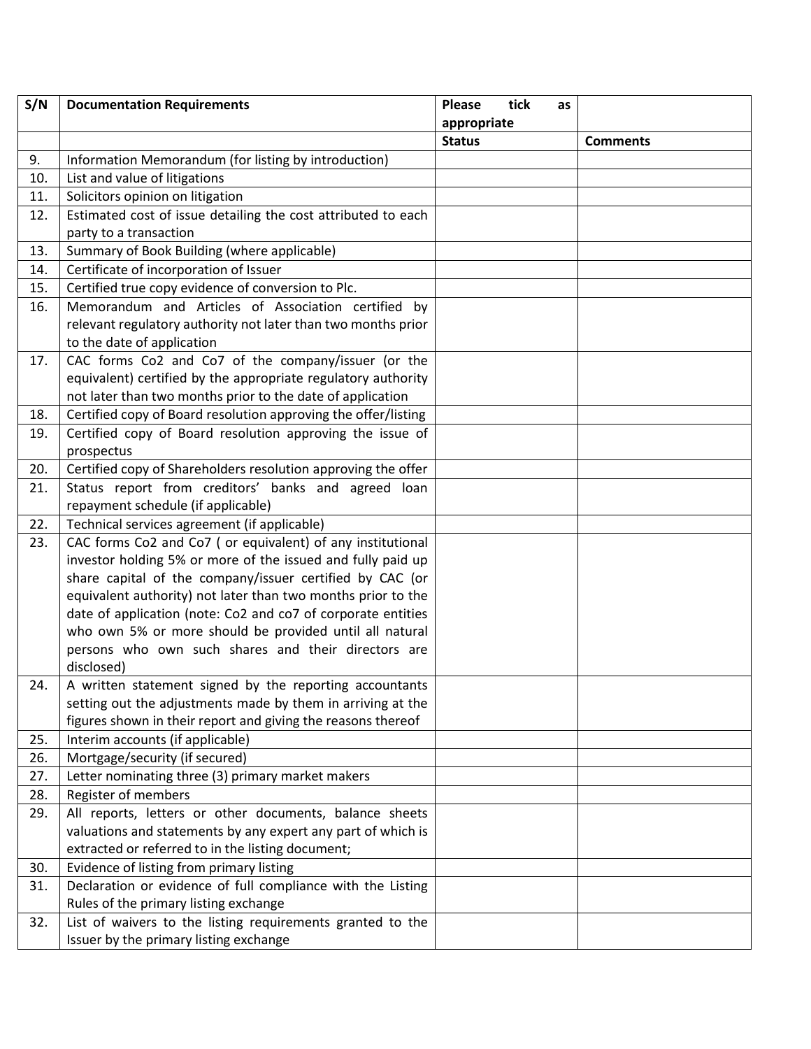| S/N | Documentation Requirements | Please tick as appropriate | |
|---|---|---|---|
| | | Status | Comments |
| 9. | Information Memorandum (for listing by introduction) | | |
| 10. | List and value of litigations | | |
| 11. | Solicitors opinion on litigation | | |
| 12. | Estimated cost of issue detailing the cost attributed to each party to a transaction | | |
| 13. | Summary of Book Building (where applicable) | | |
| 14. | Certificate of incorporation of Issuer | | |
| 15. | Certified true copy evidence of conversion to Plc. | | |
| 16. | Memorandum and Articles of Association certified by relevant regulatory authority not later than two months prior to the date of application | | |
| 17. | CAC forms Co2 and Co7 of the company/issuer (or the equivalent) certified by the appropriate regulatory authority not later than two months prior to the date of application | | |
| 18. | Certified copy of Board resolution approving the offer/listing | | |
| 19. | Certified copy of Board resolution approving the issue of prospectus | | |
| 20. | Certified copy of Shareholders resolution approving the offer | | |
| 21. | Status report from creditors' banks and agreed loan repayment schedule (if applicable) | | |
| 22. | Technical services agreement (if applicable) | | |
| 23. | CAC forms Co2 and Co7 ( or equivalent) of any institutional investor holding 5% or more of the issued and fully paid up share capital of the company/issuer certified by CAC (or equivalent authority) not later than two months prior to the date of application (note: Co2 and co7 of corporate entities who own 5% or more should be provided until all natural persons who own such shares and their directors are disclosed) | | |
| 24. | A written statement signed by the reporting accountants setting out the adjustments made by them in arriving at the figures shown in their report and giving the reasons thereof | | |
| 25. | Interim accounts (if applicable) | | |
| 26. | Mortgage/security (if secured) | | |
| 27. | Letter nominating three (3) primary market makers | | |
| 28. | Register of members | | |
| 29. | All reports, letters or other documents, balance sheets valuations and statements by any expert any part of which is extracted or referred to in the listing document; | | |
| 30. | Evidence of listing from primary listing | | |
| 31. | Declaration or evidence of full compliance with the Listing Rules of the primary listing exchange | | |
| 32. | List of waivers to the listing requirements granted to the Issuer by the primary listing exchange | | |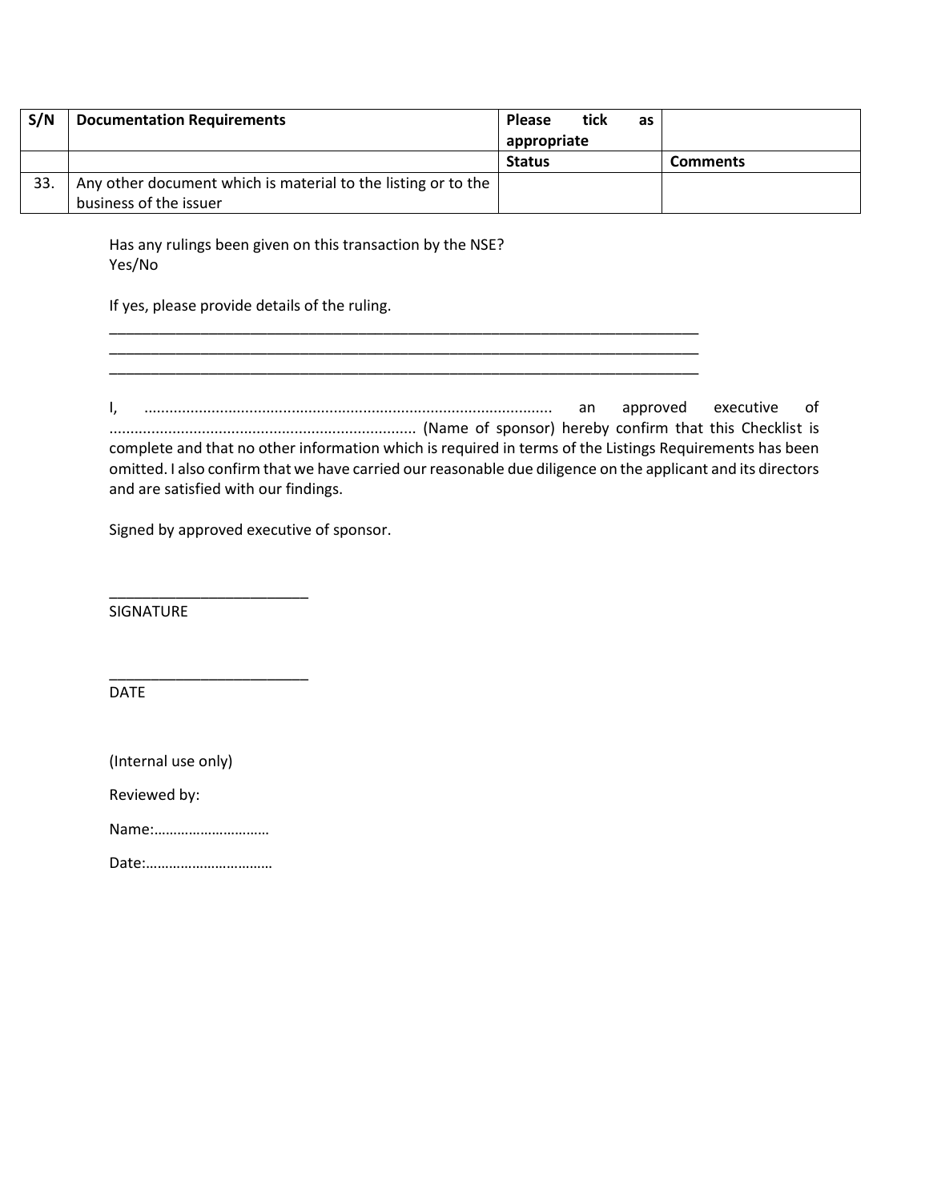| S/N | Documentation Requirements | Please tick as appropriate | |
|---|---|---|---|
| | | Status | Comments |
| 33. | Any other document which is material to the listing or to the business of the issuer | | |

Has any rulings been given on this transaction by the NSE?
Yes/No

If yes, please provide details of the ruling.

\_\_\_\_\_\_\_\_\_\_\_\_\_\_\_\_\_\_\_\_\_\_\_\_\_\_\_\_\_\_\_\_\_\_\_\_\_\_\_\_\_\_\_\_\_\_\_\_\_\_\_\_\_\_\_\_\_\_\_\_\_\_\_\_\_\_\_\_\_\_\_\_\_\_\_\_
\_\_\_\_\_\_\_\_\_\_\_\_\_\_\_\_\_\_\_\_\_\_\_\_\_\_\_\_\_\_\_\_\_\_\_\_\_\_\_\_\_\_\_\_\_\_\_\_\_\_\_\_\_\_\_\_\_\_\_\_\_\_\_\_\_\_\_\_\_\_\_\_\_\_\_\_
\_\_\_\_\_\_\_\_\_\_\_\_\_\_\_\_\_\_\_\_\_\_\_\_\_\_\_\_\_\_\_\_\_\_\_\_\_\_\_\_\_\_\_\_\_\_\_\_\_\_\_\_\_\_\_\_\_\_\_\_\_\_\_\_\_\_\_\_\_\_\_\_\_\_\_\_

I, ................................................................................................ an approved executive of ........................................................................ (Name of sponsor) hereby confirm that this Checklist is complete and that no other information which is required in terms of the Listings Requirements has been omitted. I also confirm that we have carried our reasonable due diligence on the applicant and its directors and are satisfied with our findings.

Signed by approved executive of sponsor.

\_\_\_\_\_\_\_\_\_\_\_\_\_\_\_\_\_\_\_\_\_\_\_\_\_\_
SIGNATURE

\_\_\_\_\_\_\_\_\_\_\_\_\_\_\_\_\_\_\_\_\_\_\_\_\_\_
DATE

(Internal use only)

Reviewed by:

Name:…………………………

Date:……………………………